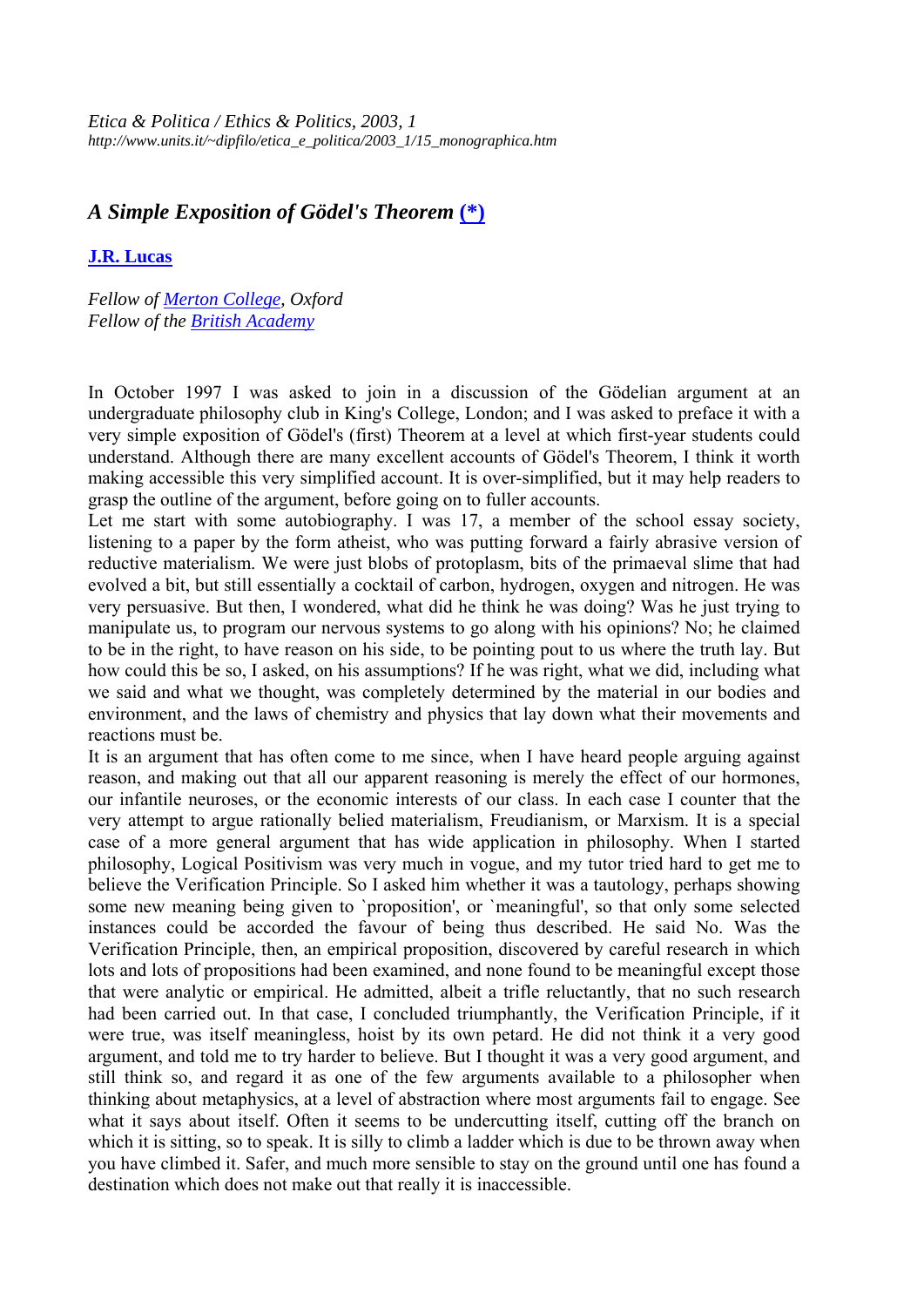*Etica & Politica / Ethics & Politics, 2003, 1*
*http://www.units.it/~dipfilo/etica_e_politica/2003_1/15_monographica.htm*

## *A Simple Exposition of Gödel's Theorem* [(*)]

**J.R. Lucas**

*Fellow of Merton College, Oxford*
*Fellow of the British Academy*

In October 1997 I was asked to join in a discussion of the Gödelian argument at an undergraduate philosophy club in King's College, London; and I was asked to preface it with a very simple exposition of Gödel's (first) Theorem at a level at which first-year students could understand. Although there are many excellent accounts of Gödel's Theorem, I think it worth making accessible this very simplified account. It is over-simplified, but it may help readers to grasp the outline of the argument, before going on to fuller accounts.

Let me start with some autobiography. I was 17, a member of the school essay society, listening to a paper by the form atheist, who was putting forward a fairly abrasive version of reductive materialism. We were just blobs of protoplasm, bits of the primaeval slime that had evolved a bit, but still essentially a cocktail of carbon, hydrogen, oxygen and nitrogen. He was very persuasive. But then, I wondered, what did he think he was doing? Was he just trying to manipulate us, to program our nervous systems to go along with his opinions? No; he claimed to be in the right, to have reason on his side, to be pointing pout to us where the truth lay. But how could this be so, I asked, on his assumptions? If he was right, what we did, including what we said and what we thought, was completely determined by the material in our bodies and environment, and the laws of chemistry and physics that lay down what their movements and reactions must be.

It is an argument that has often come to me since, when I have heard people arguing against reason, and making out that all our apparent reasoning is merely the effect of our hormones, our infantile neuroses, or the economic interests of our class. In each case I counter that the very attempt to argue rationally belied materialism, Freudianism, or Marxism. It is a special case of a more general argument that has wide application in philosophy. When I started philosophy, Logical Positivism was very much in vogue, and my tutor tried hard to get me to believe the Verification Principle. So I asked him whether it was a tautology, perhaps showing some new meaning being given to `proposition', or `meaningful', so that only some selected instances could be accorded the favour of being thus described. He said No. Was the Verification Principle, then, an empirical proposition, discovered by careful research in which lots and lots of propositions had been examined, and none found to be meaningful except those that were analytic or empirical. He admitted, albeit a trifle reluctantly, that no such research had been carried out. In that case, I concluded triumphantly, the Verification Principle, if it were true, was itself meaningless, hoist by its own petard. He did not think it a very good argument, and told me to try harder to believe. But I thought it was a very good argument, and still think so, and regard it as one of the few arguments available to a philosopher when thinking about metaphysics, at a level of abstraction where most arguments fail to engage. See what it says about itself. Often it seems to be undercutting itself, cutting off the branch on which it is sitting, so to speak. It is silly to climb a ladder which is due to be thrown away when you have climbed it. Safer, and much more sensible to stay on the ground until one has found a destination which does not make out that really it is inaccessible.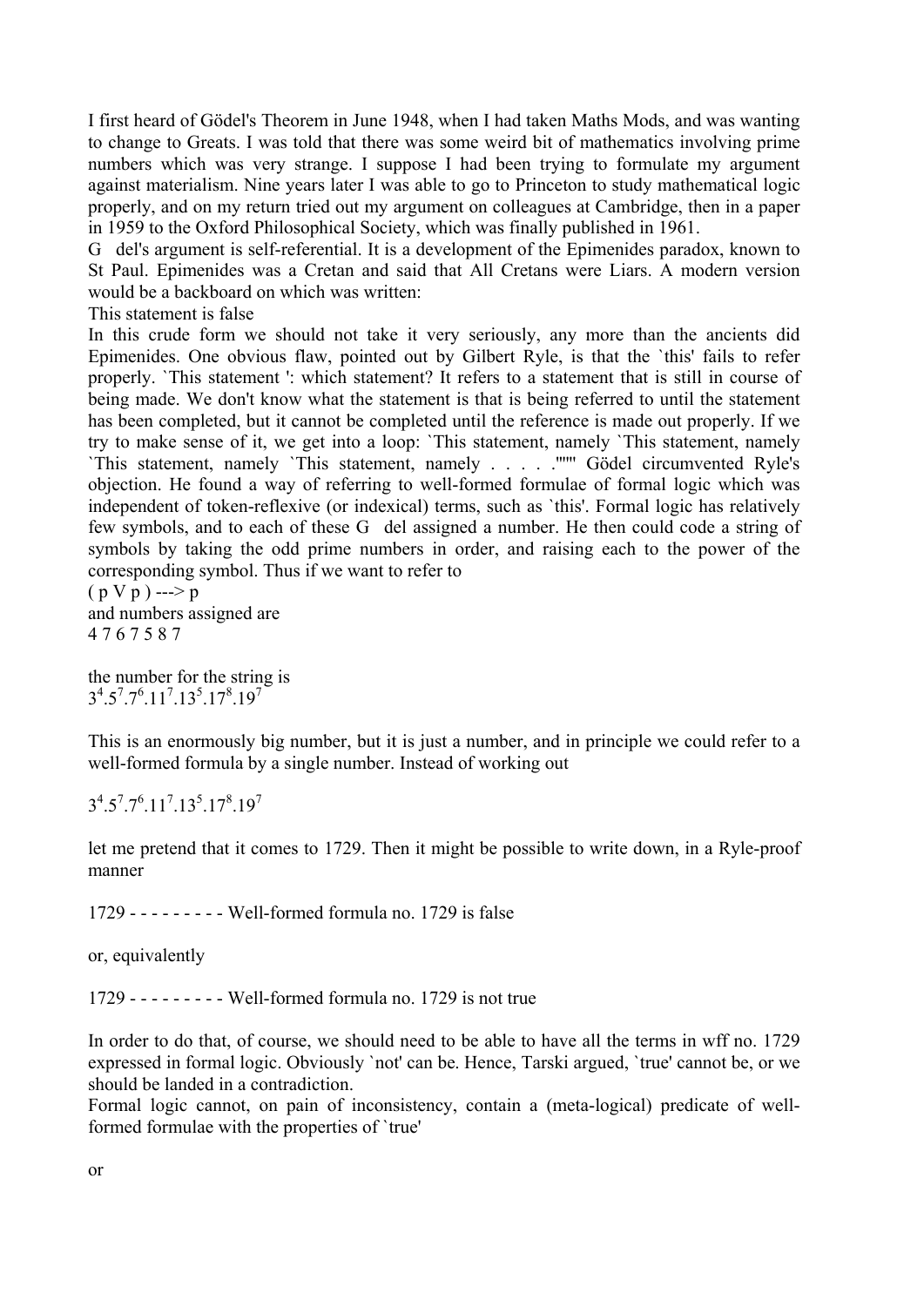I first heard of Gödel's Theorem in June 1948, when I had taken Maths Mods, and was wanting to change to Greats. I was told that there was some weird bit of mathematics involving prime numbers which was very strange. I suppose I had been trying to formulate my argument against materialism. Nine years later I was able to go to Princeton to study mathematical logic properly, and on my return tried out my argument on colleagues at Cambridge, then in a paper in 1959 to the Oxford Philosophical Society, which was finally published in 1961.

G del's argument is self-referential. It is a development of the Epimenides paradox, known to St Paul. Epimenides was a Cretan and said that All Cretans were Liars. A modern version would be a backboard on which was written:

This statement is false

In this crude form we should not take it very seriously, any more than the ancients did Epimenides. One obvious flaw, pointed out by Gilbert Ryle, is that the `this' fails to refer properly. `This statement ': which statement? It refers to a statement that is still in course of being made. We don't know what the statement is that is being referred to until the statement has been completed, but it cannot be completed until the reference is made out properly. If we try to make sense of it, we get into a loop: `This statement, namely `This statement, namely `This statement, namely `This statement, namely . . . . .'''''' Gödel circumvented Ryle's objection. He found a way of referring to well-formed formulae of formal logic which was independent of token-reflexive (or indexical) terms, such as `this'. Formal logic has relatively few symbols, and to each of these G del assigned a number. He then could code a string of symbols by taking the odd prime numbers in order, and raising each to the power of the corresponding symbol. Thus if we want to refer to

( p V p ) ---> p

and numbers assigned are

4 7 6 7 5 8 7

the number for the string is

$3^4.5^7.7^6.11^7.13^5.17^8.19^7$

This is an enormously big number, but it is just a number, and in principle we could refer to a well-formed formula by a single number. Instead of working out

$3^4.5^7.7^6.11^7.13^5.17^8.19^7$

let me pretend that it comes to 1729. Then it might be possible to write down, in a Ryle-proof manner

1729 - - - - - - - - - Well-formed formula no. 1729 is false

or, equivalently

1729 - - - - - - - - - Well-formed formula no. 1729 is not true

In order to do that, of course, we should need to be able to have all the terms in wff no. 1729 expressed in formal logic. Obviously `not' can be. Hence, Tarski argued, `true' cannot be, or we should be landed in a contradiction.

Formal logic cannot, on pain of inconsistency, contain a (meta-logical) predicate of well-formed formulae with the properties of `true'

or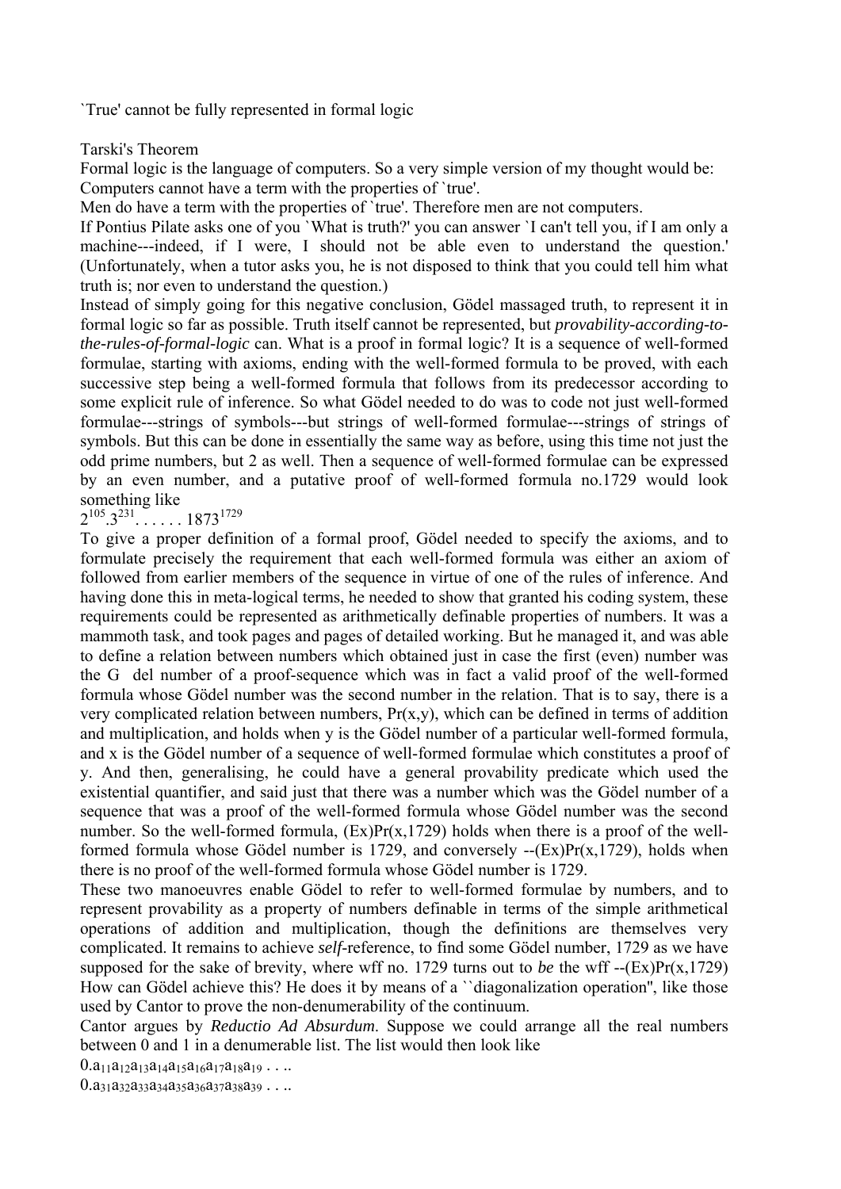`True' cannot be fully represented in formal logic

Tarski's Theorem

Formal logic is the language of computers. So a very simple version of my thought would be: Computers cannot have a term with the properties of `true'.

Men do have a term with the properties of `true'. Therefore men are not computers.

If Pontius Pilate asks one of you `What is truth?' you can answer `I can't tell you, if I am only a machine---indeed, if I were, I should not be able even to understand the question.' (Unfortunately, when a tutor asks you, he is not disposed to think that you could tell him what truth is; nor even to understand the question.)

Instead of simply going for this negative conclusion, Gödel massaged truth, to represent it in formal logic so far as possible. Truth itself cannot be represented, but *provability-according-to-the-rules-of-formal-logic* can. What is a proof in formal logic? It is a sequence of well-formed formulae, starting with axioms, ending with the well-formed formula to be proved, with each successive step being a well-formed formula that follows from its predecessor according to some explicit rule of inference. So what Gödel needed to do was to code not just well-formed formulae---strings of symbols---but strings of well-formed formulae---strings of strings of symbols. But this can be done in essentially the same way as before, using this time not just the odd prime numbers, but 2 as well. Then a sequence of well-formed formulae can be expressed by an even number, and a putative proof of well-formed formula no.1729 would look something like

$2^{105}.3^{231}. \ldots\ldots 1873^{1729}$

To give a proper definition of a formal proof, Gödel needed to specify the axioms, and to formulate precisely the requirement that each well-formed formula was either an axiom of followed from earlier members of the sequence in virtue of one of the rules of inference. And having done this in meta-logical terms, he needed to show that granted his coding system, these requirements could be represented as arithmetically definable properties of numbers. It was a mammoth task, and took pages and pages of detailed working. But he managed it, and was able to define a relation between numbers which obtained just in case the first (even) number was the G del number of a proof-sequence which was in fact a valid proof of the well-formed formula whose Gödel number was the second number in the relation. That is to say, there is a very complicated relation between numbers, Pr(x,y), which can be defined in terms of addition and multiplication, and holds when y is the Gödel number of a particular well-formed formula, and x is the Gödel number of a sequence of well-formed formulae which constitutes a proof of y. And then, generalising, he could have a general provability predicate which used the existential quantifier, and said just that there was a number which was the Gödel number of a sequence that was a proof of the well-formed formula whose Gödel number was the second number. So the well-formed formula, (Ex)Pr(x,1729) holds when there is a proof of the well-formed formula whose Gödel number is 1729, and conversely --(Ex)Pr(x,1729), holds when there is no proof of the well-formed formula whose Gödel number is 1729.

These two manoeuvres enable Gödel to refer to well-formed formulae by numbers, and to represent provability as a property of numbers definable in terms of the simple arithmetical operations of addition and multiplication, though the definitions are themselves very complicated. It remains to achieve *self*-reference, to find some Gödel number, 1729 as we have supposed for the sake of brevity, where wff no. 1729 turns out to *be* the wff --(Ex)Pr(x,1729) How can Gödel achieve this? He does it by means of a ``diagonalization operation'', like those used by Cantor to prove the non-denumerability of the continuum.

Cantor argues by *Reductio Ad Absurdum*. Suppose we could arrange all the real numbers between 0 and 1 in a denumerable list. The list would then look like

$0.a_{11}a_{12}a_{13}a_{14}a_{15}a_{16}a_{17}a_{18}a_{19}\ldots.$

$0.a_{31}a_{32}a_{33}a_{34}a_{35}a_{36}a_{37}a_{38}a_{39}\ldots.$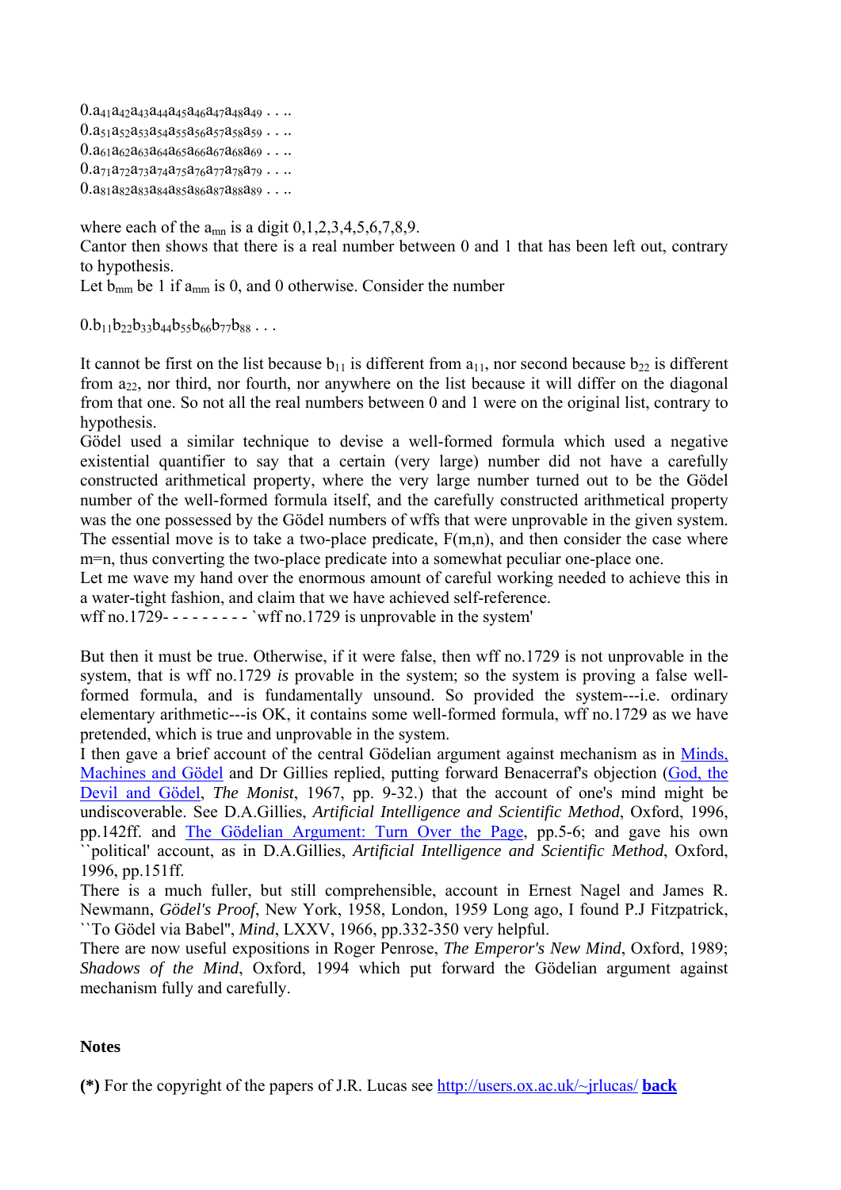$0.a_{41}a_{42}a_{43}a_{44}a_{45}a_{46}a_{47}a_{48}a_{49} \ldots$
$0.a_{51}a_{52}a_{53}a_{54}a_{55}a_{56}a_{57}a_{58}a_{59} \ldots$
$0.a_{61}a_{62}a_{63}a_{64}a_{65}a_{66}a_{67}a_{68}a_{69} \ldots$
$0.a_{71}a_{72}a_{73}a_{74}a_{75}a_{76}a_{77}a_{78}a_{79} \ldots$
$0.a_{81}a_{82}a_{83}a_{84}a_{85}a_{86}a_{87}a_{88}a_{89} \ldots$

where each of the $a_{mn}$ is a digit 0,1,2,3,4,5,6,7,8,9.
Cantor then shows that there is a real number between 0 and 1 that has been left out, contrary to hypothesis.
Let $b_{mm}$ be 1 if $a_{mm}$ is 0, and 0 otherwise. Consider the number

$0.b_{11}b_{22}b_{33}b_{44}b_{55}b_{66}b_{77}b_{88} \ldots$

It cannot be first on the list because $b_{11}$ is different from $a_{11}$, nor second because $b_{22}$ is different from $a_{22}$, nor third, nor fourth, nor anywhere on the list because it will differ on the diagonal from that one. So not all the real numbers between 0 and 1 were on the original list, contrary to hypothesis.
Gödel used a similar technique to devise a well-formed formula which used a negative existential quantifier to say that a certain (very large) number did not have a carefully constructed arithmetical property, where the very large number turned out to be the Gödel number of the well-formed formula itself, and the carefully constructed arithmetical property was the one possessed by the Gödel numbers of wffs that were unprovable in the given system. The essential move is to take a two-place predicate, F(m,n), and then consider the case where m=n, thus converting the two-place predicate into a somewhat peculiar one-place one.
Let me wave my hand over the enormous amount of careful working needed to achieve this in a water-tight fashion, and claim that we have achieved self-reference.
wff no.1729- - - - - - - - - `wff no.1729 is unprovable in the system'

But then it must be true. Otherwise, if it were false, then wff no.1729 is not unprovable in the system, that is wff no.1729 *is* provable in the system; so the system is proving a false well-formed formula, and is fundamentally unsound. So provided the system---i.e. ordinary elementary arithmetic---is OK, it contains some well-formed formula, wff no.1729 as we have pretended, which is true and unprovable in the system.
I then gave a brief account of the central Gödelian argument against mechanism as in Minds, Machines and Gödel and Dr Gillies replied, putting forward Benacerraf's objection (God, the Devil and Gödel, *The Monist*, 1967, pp. 9-32.) that the account of one's mind might be undiscoverable. See D.A.Gillies, *Artificial Intelligence and Scientific Method*, Oxford, 1996, pp.142ff. and The Gödelian Argument: Turn Over the Page, pp.5-6; and gave his own ``political' account, as in D.A.Gillies, *Artificial Intelligence and Scientific Method*, Oxford, 1996, pp.151ff.
There is a much fuller, but still comprehensible, account in Ernest Nagel and James R. Newmann, *Gödel's Proof*, New York, 1958, London, 1959 Long ago, I found P.J Fitzpatrick, ``To Gödel via Babel'', *Mind*, LXXV, 1966, pp.332-350 very helpful.
There are now useful expositions in Roger Penrose, *The Emperor's New Mind*, Oxford, 1989; *Shadows of the Mind*, Oxford, 1994 which put forward the Gödelian argument against mechanism fully and carefully.

**Notes**

**(*)** For the copyright of the papers of J.R. Lucas see http://users.ox.ac.uk/~jrlucas/ **back**